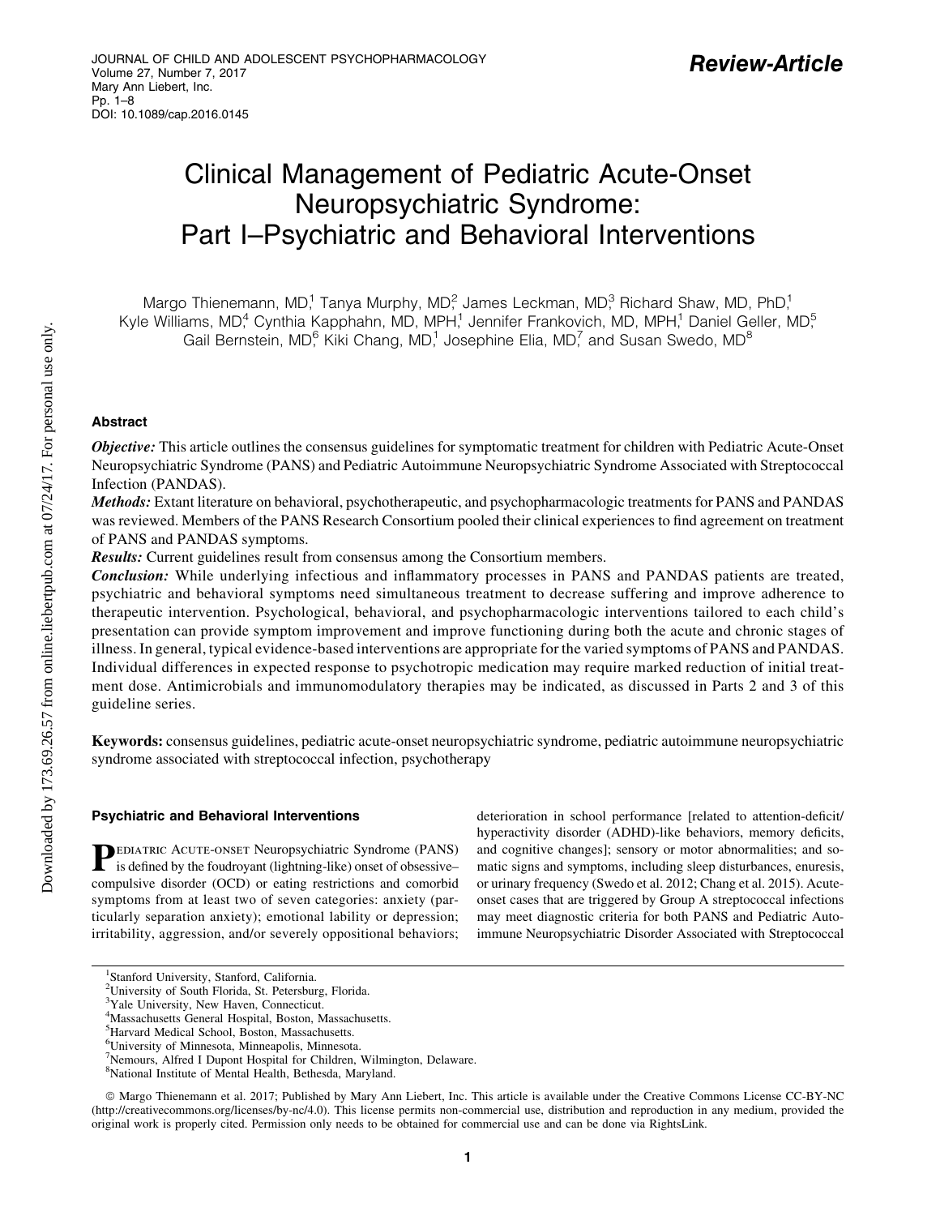Review-Article

# Clinical Management of Pediatric Acute-Onset Neuropsychiatric Syndrome: Part I–Psychiatric and Behavioral Interventions

Margo Thienemann, MD,[1] Tanya Murphy, MD,[2] James Leckman, MD,[3] Richard Shaw, MD, PhD,[1] Kyle Williams, MD,[4] Cynthia Kapphahn, MD, MPH,[1] Jennifer Frankovich, MD, MPH,[1] Daniel Geller, MD,[5] Gail Bernstein, MD,[6] Kiki Chang, MD,[1] Josephine Elia, MD,[7] and Susan Swedo, MD[8]

## Abstract

***Objective:*** This article outlines the consensus guidelines for symptomatic treatment for children with Pediatric Acute-Onset Neuropsychiatric Syndrome (PANS) and Pediatric Autoimmune Neuropsychiatric Syndrome Associated with Streptococcal Infection (PANDAS).

***Methods:*** Extant literature on behavioral, psychotherapeutic, and psychopharmacologic treatments for PANS and PANDAS was reviewed. Members of the PANS Research Consortium pooled their clinical experiences to find agreement on treatment of PANS and PANDAS symptoms.

***Results:*** Current guidelines result from consensus among the Consortium members.

***Conclusion:*** While underlying infectious and inflammatory processes in PANS and PANDAS patients are treated, psychiatric and behavioral symptoms need simultaneous treatment to decrease suffering and improve adherence to therapeutic intervention. Psychological, behavioral, and psychopharmacologic interventions tailored to each child's presentation can provide symptom improvement and improve functioning during both the acute and chronic stages of illness. In general, typical evidence-based interventions are appropriate for the varied symptoms of PANS and PANDAS. Individual differences in expected response to psychotropic medication may require marked reduction of initial treatment dose. Antimicrobials and immunomodulatory therapies may be indicated, as discussed in Parts 2 and 3 of this guideline series.

**Keywords:** consensus guidelines, pediatric acute-onset neuropsychiatric syndrome, pediatric autoimmune neuropsychiatric syndrome associated with streptococcal infection, psychotherapy

### Psychiatric and Behavioral Interventions

Pediatric Acute-onset Neuropsychiatric Syndrome (PANS) is defined by the foudroyant (lightning-like) onset of obsessive–compulsive disorder (OCD) or eating restrictions and comorbid symptoms from at least two of seven categories: anxiety (particularly separation anxiety); emotional lability or depression; irritability, aggression, and/or severely oppositional behaviors; deterioration in school performance [related to attention-deficit/hyperactivity disorder (ADHD)-like behaviors, memory deficits, and cognitive changes]; sensory or motor abnormalities; and somatic signs and symptoms, including sleep disturbances, enuresis, or urinary frequency (Swedo et al. 2012; Chang et al. 2015). Acute-onset cases that are triggered by Group A streptococcal infections may meet diagnostic criteria for both PANS and Pediatric Autoimmune Neuropsychiatric Disorder Associated with Streptococcal

[1]Stanford University, Stanford, California.
[2]University of South Florida, St. Petersburg, Florida.
[3]Yale University, New Haven, Connecticut.
[4]Massachusetts General Hospital, Boston, Massachusetts.
[5]Harvard Medical School, Boston, Massachusetts.
[6]University of Minnesota, Minneapolis, Minnesota.
[7]Nemours, Alfred I Dupont Hospital for Children, Wilmington, Delaware.
[8]National Institute of Mental Health, Bethesda, Maryland.

© Margo Thienemann et al. 2017; Published by Mary Ann Liebert, Inc. This article is available under the Creative Commons License CC-BY-NC (http://creativecommons.org/licenses/by-nc/4.0). This license permits non-commercial use, distribution and reproduction in any medium, provided the original work is properly cited. Permission only needs to be obtained for commercial use and can be done via RightsLink.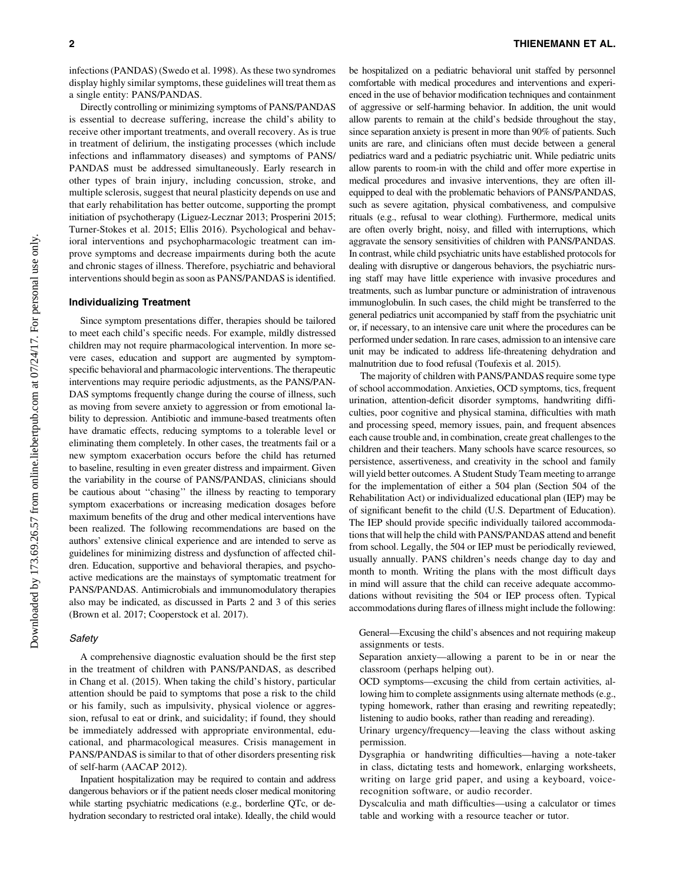infections (PANDAS) (Swedo et al. 1998). As these two syndromes display highly similar symptoms, these guidelines will treat them as a single entity: PANS/PANDAS.

Directly controlling or minimizing symptoms of PANS/PANDAS is essential to decrease suffering, increase the child's ability to receive other important treatments, and overall recovery. As is true in treatment of delirium, the instigating processes (which include infections and inflammatory diseases) and symptoms of PANS/PANDAS must be addressed simultaneously. Early research in other types of brain injury, including concussion, stroke, and multiple sclerosis, suggest that neural plasticity depends on use and that early rehabilitation has better outcome, supporting the prompt initiation of psychotherapy (Liguez-Lecznar 2013; Prosperini 2015; Turner-Stokes et al. 2015; Ellis 2016). Psychological and behavioral interventions and psychopharmacologic treatment can improve symptoms and decrease impairments during both the acute and chronic stages of illness. Therefore, psychiatric and behavioral interventions should begin as soon as PANS/PANDAS is identified.

### Individualizing Treatment

Since symptom presentations differ, therapies should be tailored to meet each child's specific needs. For example, mildly distressed children may not require pharmacological intervention. In more severe cases, education and support are augmented by symptom-specific behavioral and pharmacologic interventions. The therapeutic interventions may require periodic adjustments, as the PANS/PANDAS symptoms frequently change during the course of illness, such as moving from severe anxiety to aggression or from emotional lability to depression. Antibiotic and immune-based treatments often have dramatic effects, reducing symptoms to a tolerable level or eliminating them completely. In other cases, the treatments fail or a new symptom exacerbation occurs before the child has returned to baseline, resulting in even greater distress and impairment. Given the variability in the course of PANS/PANDAS, clinicians should be cautious about "chasing" the illness by reacting to temporary symptom exacerbations or increasing medication dosages before maximum benefits of the drug and other medical interventions have been realized. The following recommendations are based on the authors' extensive clinical experience and are intended to serve as guidelines for minimizing distress and dysfunction of affected children. Education, supportive and behavioral therapies, and psychoactive medications are the mainstays of symptomatic treatment for PANS/PANDAS. Antimicrobials and immunomodulatory therapies also may be indicated, as discussed in Parts 2 and 3 of this series (Brown et al. 2017; Cooperstock et al. 2017).

#### *Safety*

A comprehensive diagnostic evaluation should be the first step in the treatment of children with PANS/PANDAS, as described in Chang et al. (2015). When taking the child's history, particular attention should be paid to symptoms that pose a risk to the child or his family, such as impulsivity, physical violence or aggression, refusal to eat or drink, and suicidality; if found, they should be immediately addressed with appropriate environmental, educational, and pharmacological measures. Crisis management in PANS/PANDAS is similar to that of other disorders presenting risk of self-harm (AACAP 2012).

Inpatient hospitalization may be required to contain and address dangerous behaviors or if the patient needs closer medical monitoring while starting psychiatric medications (e.g., borderline QTc, or dehydration secondary to restricted oral intake). Ideally, the child would be hospitalized on a pediatric behavioral unit staffed by personnel comfortable with medical procedures and interventions and experienced in the use of behavior modification techniques and containment of aggressive or self-harming behavior. In addition, the unit would allow parents to remain at the child's bedside throughout the stay, since separation anxiety is present in more than 90% of patients. Such units are rare, and clinicians often must decide between a general pediatrics ward and a pediatric psychiatric unit. While pediatric units allow parents to room-in with the child and offer more expertise in medical procedures and invasive interventions, they are often ill-equipped to deal with the problematic behaviors of PANS/PANDAS, such as severe agitation, physical combativeness, and compulsive rituals (e.g., refusal to wear clothing). Furthermore, medical units are often overly bright, noisy, and filled with interruptions, which aggravate the sensory sensitivities of children with PANS/PANDAS. In contrast, while child psychiatric units have established protocols for dealing with disruptive or dangerous behaviors, the psychiatric nursing staff may have little experience with invasive procedures and treatments, such as lumbar puncture or administration of intravenous immunoglobulin. In such cases, the child might be transferred to the general pediatrics unit accompanied by staff from the psychiatric unit or, if necessary, to an intensive care unit where the procedures can be performed under sedation. In rare cases, admission to an intensive care unit may be indicated to address life-threatening dehydration and malnutrition due to food refusal (Toufexis et al. 2015).

The majority of children with PANS/PANDAS require some type of school accommodation. Anxieties, OCD symptoms, tics, frequent urination, attention-deficit disorder symptoms, handwriting difficulties, poor cognitive and physical stamina, difficulties with math and processing speed, memory issues, pain, and frequent absences each cause trouble and, in combination, create great challenges to the children and their teachers. Many schools have scarce resources, so persistence, assertiveness, and creativity in the school and family will yield better outcomes. A Student Study Team meeting to arrange for the implementation of either a 504 plan (Section 504 of the Rehabilitation Act) or individualized educational plan (IEP) may be of significant benefit to the child (U.S. Department of Education). The IEP should provide specific individually tailored accommodations that will help the child with PANS/PANDAS attend and benefit from school. Legally, the 504 or IEP must be periodically reviewed, usually annually. PANS children's needs change day to day and month to month. Writing the plans with the most difficult days in mind will assure that the child can receive adequate accommodations without revisiting the 504 or IEP process often. Typical accommodations during flares of illness might include the following:

General—Excusing the child's absences and not requiring makeup assignments or tests.

Separation anxiety—allowing a parent to be in or near the classroom (perhaps helping out).

OCD symptoms—excusing the child from certain activities, allowing him to complete assignments using alternate methods (e.g., typing homework, rather than erasing and rewriting repeatedly; listening to audio books, rather than reading and rereading).

Urinary urgency/frequency—leaving the class without asking permission.

Dysgraphia or handwriting difficulties—having a note-taker in class, dictating tests and homework, enlarging worksheets, writing on large grid paper, and using a keyboard, voice-recognition software, or audio recorder.

Dyscalculia and math difficulties—using a calculator or times table and working with a resource teacher or tutor.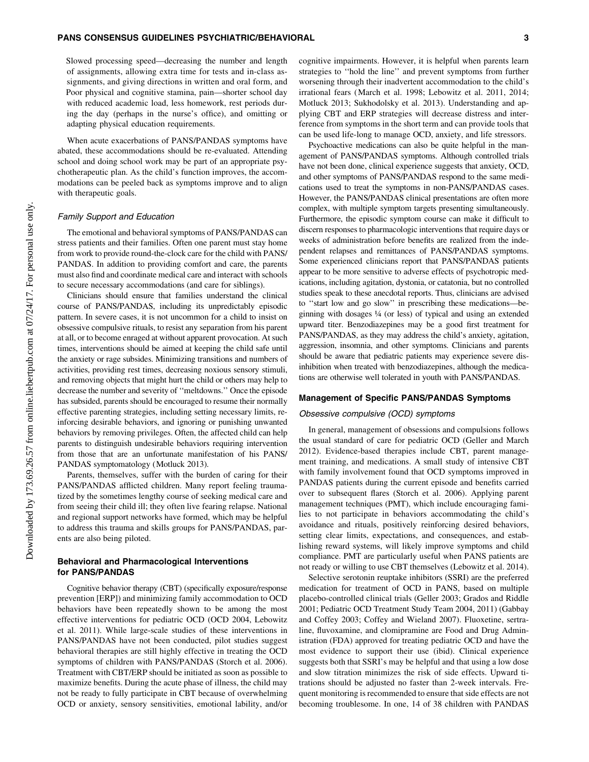Slowed processing speed—decreasing the number and length of assignments, allowing extra time for tests and in-class assignments, and giving directions in written and oral form, and
Poor physical and cognitive stamina, pain—shorter school day with reduced academic load, less homework, rest periods during the day (perhaps in the nurse's office), and omitting or adapting physical education requirements.

When acute exacerbations of PANS/PANDAS symptoms have abated, these accommodations should be re-evaluated. Attending school and doing school work may be part of an appropriate psychotherapeutic plan. As the child's function improves, the accommodations can be peeled back as symptoms improve and to align with therapeutic goals.

### *Family Support and Education*

The emotional and behavioral symptoms of PANS/PANDAS can stress patients and their families. Often one parent must stay home from work to provide round-the-clock care for the child with PANS/PANDAS. In addition to providing comfort and care, the parents must also find and coordinate medical care and interact with schools to secure necessary accommodations (and care for siblings).

Clinicians should ensure that families understand the clinical course of PANS/PANDAS, including its unpredictably episodic pattern. In severe cases, it is not uncommon for a child to insist on obsessive compulsive rituals, to resist any separation from his parent at all, or to become enraged at without apparent provocation. At such times, interventions should be aimed at keeping the child safe until the anxiety or rage subsides. Minimizing transitions and numbers of activities, providing rest times, decreasing noxious sensory stimuli, and removing objects that might hurt the child or others may help to decrease the number and severity of ''meltdowns.'' Once the episode has subsided, parents should be encouraged to resume their normally effective parenting strategies, including setting necessary limits, reinforcing desirable behaviors, and ignoring or punishing unwanted behaviors by removing privileges. Often, the affected child can help parents to distinguish undesirable behaviors requiring intervention from those that are an unfortunate manifestation of his PANS/PANDAS symptomatology (Motluck 2013).

Parents, themselves, suffer with the burden of caring for their PANS/PANDAS afflicted children. Many report feeling traumatized by the sometimes lengthy course of seeking medical care and from seeing their child ill; they often live fearing relapse. National and regional support networks have formed, which may be helpful to address this trauma and skills groups for PANS/PANDAS, parents are also being piloted.

## Behavioral and Pharmacological Interventions for PANS/PANDAS

Cognitive behavior therapy (CBT) (specifically exposure/response prevention [ERP]) and minimizing family accommodation to OCD behaviors have been repeatedly shown to be among the most effective interventions for pediatric OCD (OCD 2004, Lebowitz et al. 2011). While large-scale studies of these interventions in PANS/PANDAS have not been conducted, pilot studies suggest behavioral therapies are still highly effective in treating the OCD symptoms of children with PANS/PANDAS (Storch et al. 2006). Treatment with CBT/ERP should be initiated as soon as possible to maximize benefits. During the acute phase of illness, the child may not be ready to fully participate in CBT because of overwhelming OCD or anxiety, sensory sensitivities, emotional lability, and/or cognitive impairments. However, it is helpful when parents learn strategies to ''hold the line'' and prevent symptoms from further worsening through their inadvertent accommodation to the child's irrational fears (March et al. 1998; Lebowitz et al. 2011, 2014; Motluck 2013; Sukhodolsky et al. 2013). Understanding and applying CBT and ERP strategies will decrease distress and interference from symptoms in the short term and can provide tools that can be used life-long to manage OCD, anxiety, and life stressors.

Psychoactive medications can also be quite helpful in the management of PANS/PANDAS symptoms. Although controlled trials have not been done, clinical experience suggests that anxiety, OCD, and other symptoms of PANS/PANDAS respond to the same medications used to treat the symptoms in non-PANS/PANDAS cases. However, the PANS/PANDAS clinical presentations are often more complex, with multiple symptom targets presenting simultaneously. Furthermore, the episodic symptom course can make it difficult to discern responses to pharmacologic interventions that require days or weeks of administration before benefits are realized from the independent relapses and remittances of PANS/PANDAS symptoms. Some experienced clinicians report that PANS/PANDAS patients appear to be more sensitive to adverse effects of psychotropic medications, including agitation, dystonia, or catatonia, but no controlled studies speak to these anecdotal reports. Thus, clinicians are advised to ''start low and go slow'' in prescribing these medications—beginning with dosages ¼ (or less) of typical and using an extended upward titer. Benzodiazepines may be a good first treatment for PANS/PANDAS, as they may address the child's anxiety, agitation, aggression, insomnia, and other symptoms. Clinicians and parents should be aware that pediatric patients may experience severe disinhibition when treated with benzodiazepines, although the medications are otherwise well tolerated in youth with PANS/PANDAS.

## Management of Specific PANS/PANDAS Symptoms

### *Obsessive compulsive (OCD) symptoms*

In general, management of obsessions and compulsions follows the usual standard of care for pediatric OCD (Geller and March 2012). Evidence-based therapies include CBT, parent management training, and medications. A small study of intensive CBT with family involvement found that OCD symptoms improved in PANDAS patients during the current episode and benefits carried over to subsequent flares (Storch et al. 2006). Applying parent management techniques (PMT), which include encouraging families to not participate in behaviors accommodating the child's avoidance and rituals, positively reinforcing desired behaviors, setting clear limits, expectations, and consequences, and establishing reward systems, will likely improve symptoms and child compliance. PMT are particularly useful when PANS patients are not ready or willing to use CBT themselves (Lebowitz et al. 2014).

Selective serotonin reuptake inhibitors (SSRI) are the preferred medication for treatment of OCD in PANS, based on multiple placebo-controlled clinical trials (Geller 2003; Grados and Riddle 2001; Pediatric OCD Treatment Study Team 2004, 2011) (Gabbay and Coffey 2003; Coffey and Wieland 2007). Fluoxetine, sertraline, fluvoxamine, and clomipramine are Food and Drug Administration (FDA) approved for treating pediatric OCD and have the most evidence to support their use (ibid). Clinical experience suggests both that SSRI's may be helpful and that using a low dose and slow titration minimizes the risk of side effects. Upward titrations should be adjusted no faster than 2-week intervals. Frequent monitoring is recommended to ensure that side effects are not becoming troublesome. In one, 14 of 38 children with PANDAS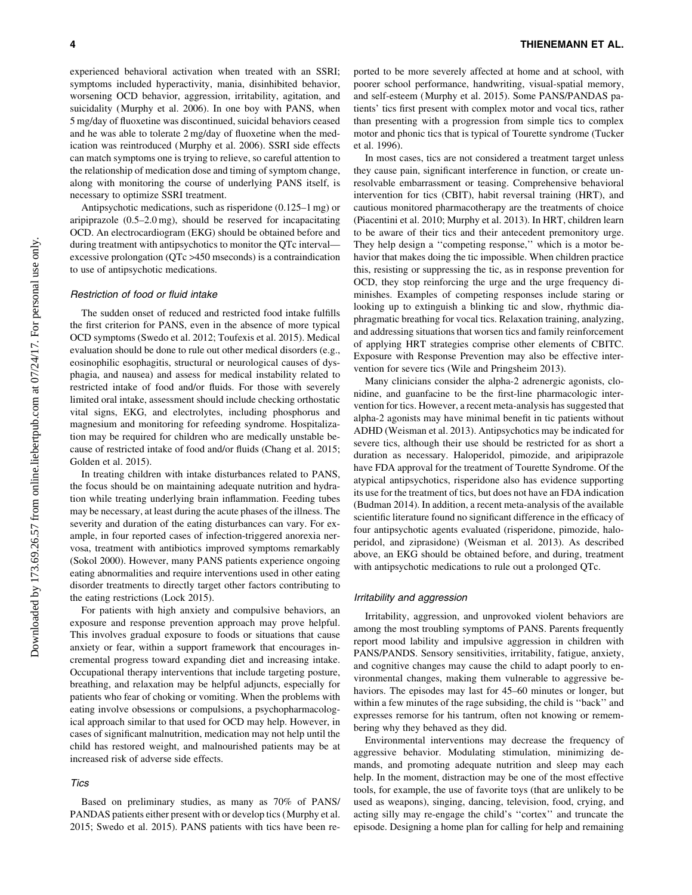experienced behavioral activation when treated with an SSRI; symptoms included hyperactivity, mania, disinhibited behavior, worsening OCD behavior, aggression, irritability, agitation, and suicidality (Murphy et al. 2006). In one boy with PANS, when 5 mg/day of fluoxetine was discontinued, suicidal behaviors ceased and he was able to tolerate 2 mg/day of fluoxetine when the medication was reintroduced (Murphy et al. 2006). SSRI side effects can match symptoms one is trying to relieve, so careful attention to the relationship of medication dose and timing of symptom change, along with monitoring the course of underlying PANS itself, is necessary to optimize SSRI treatment.

Antipsychotic medications, such as risperidone (0.125–1 mg) or aripiprazole (0.5–2.0 mg), should be reserved for incapacitating OCD. An electrocardiogram (EKG) should be obtained before and during treatment with antipsychotics to monitor the QTc interval—excessive prolongation (QTc >450 mseconds) is a contraindication to use of antipsychotic medications.

### *Restriction of food or fluid intake*

The sudden onset of reduced and restricted food intake fulfills the first criterion for PANS, even in the absence of more typical OCD symptoms (Swedo et al. 2012; Toufexis et al. 2015). Medical evaluation should be done to rule out other medical disorders (e.g., eosinophilic esophagitis, structural or neurological causes of dysphagia, and nausea) and assess for medical instability related to restricted intake of food and/or fluids. For those with severely limited oral intake, assessment should include checking orthostatic vital signs, EKG, and electrolytes, including phosphorus and magnesium and monitoring for refeeding syndrome. Hospitalization may be required for children who are medically unstable because of restricted intake of food and/or fluids (Chang et al. 2015; Golden et al. 2015).

In treating children with intake disturbances related to PANS, the focus should be on maintaining adequate nutrition and hydration while treating underlying brain inflammation. Feeding tubes may be necessary, at least during the acute phases of the illness. The severity and duration of the eating disturbances can vary. For example, in four reported cases of infection-triggered anorexia nervosa, treatment with antibiotics improved symptoms remarkably (Sokol 2000). However, many PANS patients experience ongoing eating abnormalities and require interventions used in other eating disorder treatments to directly target other factors contributing to the eating restrictions (Lock 2015).

For patients with high anxiety and compulsive behaviors, an exposure and response prevention approach may prove helpful. This involves gradual exposure to foods or situations that cause anxiety or fear, within a support framework that encourages incremental progress toward expanding diet and increasing intake. Occupational therapy interventions that include targeting posture, breathing, and relaxation may be helpful adjuncts, especially for patients who fear of choking or vomiting. When the problems with eating involve obsessions or compulsions, a psychopharmacological approach similar to that used for OCD may help. However, in cases of significant malnutrition, medication may not help until the child has restored weight, and malnourished patients may be at increased risk of adverse side effects.

### *Tics*

Based on preliminary studies, as many as 70% of PANS/PANDAS patients either present with or develop tics (Murphy et al. 2015; Swedo et al. 2015). PANS patients with tics have been reported to be more severely affected at home and at school, with poorer school performance, handwriting, visual-spatial memory, and self-esteem (Murphy et al. 2015). Some PANS/PANDAS patients' tics first present with complex motor and vocal tics, rather than presenting with a progression from simple tics to complex motor and phonic tics that is typical of Tourette syndrome (Tucker et al. 1996).

In most cases, tics are not considered a treatment target unless they cause pain, significant interference in function, or create unresolvable embarrassment or teasing. Comprehensive behavioral intervention for tics (CBIT), habit reversal training (HRT), and cautious monitored pharmacotherapy are the treatments of choice (Piacentini et al. 2010; Murphy et al. 2013). In HRT, children learn to be aware of their tics and their antecedent premonitory urge. They help design a ''competing response,'' which is a motor behavior that makes doing the tic impossible. When children practice this, resisting or suppressing the tic, as in response prevention for OCD, they stop reinforcing the urge and the urge frequency diminishes. Examples of competing responses include staring or looking up to extinguish a blinking tic and slow, rhythmic diaphragmatic breathing for vocal tics. Relaxation training, analyzing, and addressing situations that worsen tics and family reinforcement of applying HRT strategies comprise other elements of CBITC. Exposure with Response Prevention may also be effective intervention for severe tics (Wile and Pringsheim 2013).

Many clinicians consider the alpha-2 adrenergic agonists, clonidine, and guanfacine to be the first-line pharmacologic intervention for tics. However, a recent meta-analysis has suggested that alpha-2 agonists may have minimal benefit in tic patients without ADHD (Weisman et al. 2013). Antipsychotics may be indicated for severe tics, although their use should be restricted for as short a duration as necessary. Haloperidol, pimozide, and aripiprazole have FDA approval for the treatment of Tourette Syndrome. Of the atypical antipsychotics, risperidone also has evidence supporting its use for the treatment of tics, but does not have an FDA indication (Budman 2014). In addition, a recent meta-analysis of the available scientific literature found no significant difference in the efficacy of four antipsychotic agents evaluated (risperidone, pimozide, haloperidol, and ziprasidone) (Weisman et al. 2013). As described above, an EKG should be obtained before, and during, treatment with antipsychotic medications to rule out a prolonged QTc.

### *Irritability and aggression*

Irritability, aggression, and unprovoked violent behaviors are among the most troubling symptoms of PANS. Parents frequently report mood lability and impulsive aggression in children with PANS/PANDS. Sensory sensitivities, irritability, fatigue, anxiety, and cognitive changes may cause the child to adapt poorly to environmental changes, making them vulnerable to aggressive behaviors. The episodes may last for 45–60 minutes or longer, but within a few minutes of the rage subsiding, the child is ''back'' and expresses remorse for his tantrum, often not knowing or remembering why they behaved as they did.

Environmental interventions may decrease the frequency of aggressive behavior. Modulating stimulation, minimizing demands, and promoting adequate nutrition and sleep may each help. In the moment, distraction may be one of the most effective tools, for example, the use of favorite toys (that are unlikely to be used as weapons), singing, dancing, television, food, crying, and acting silly may re-engage the child's ''cortex'' and truncate the episode. Designing a home plan for calling for help and remaining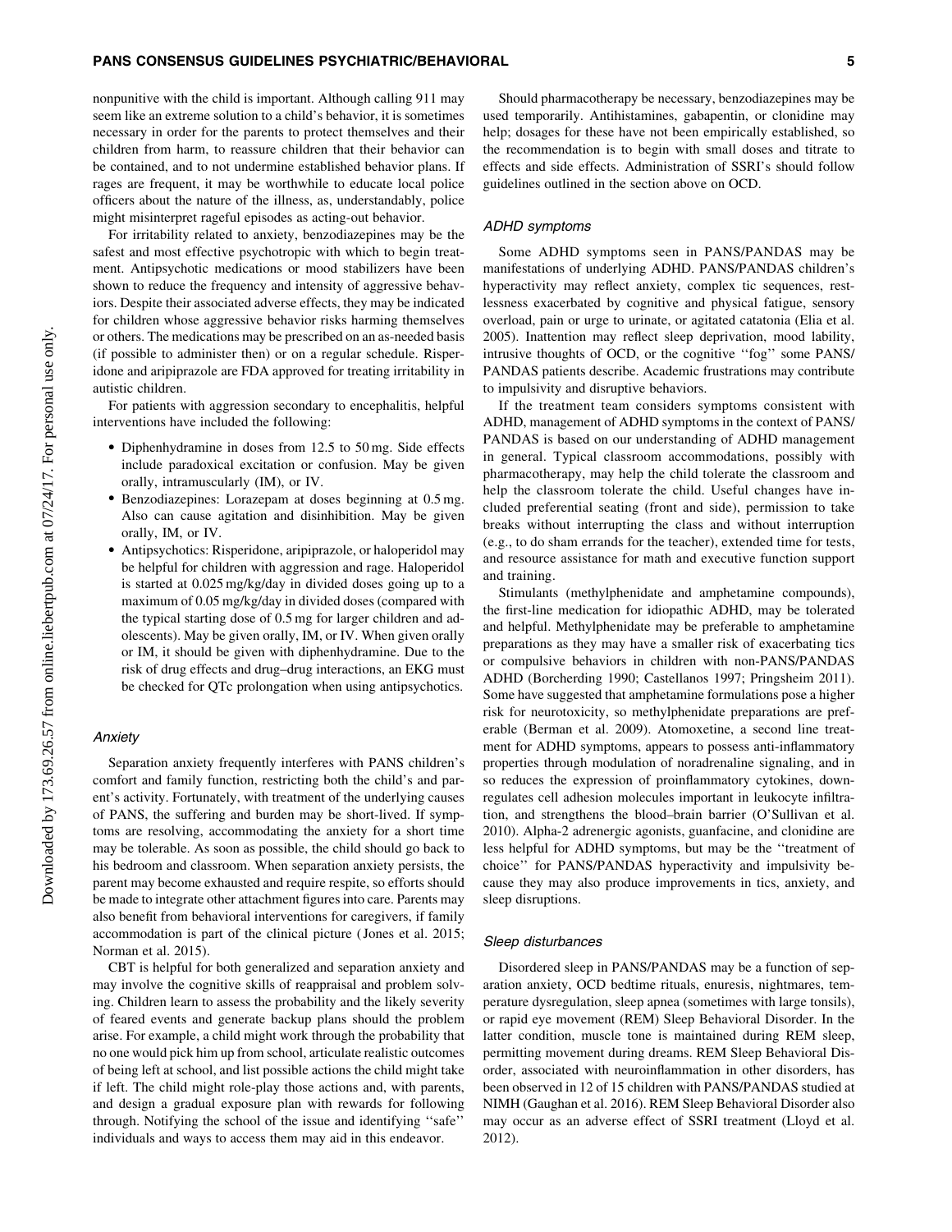nonpunitive with the child is important. Although calling 911 may seem like an extreme solution to a child's behavior, it is sometimes necessary in order for the parents to protect themselves and their children from harm, to reassure children that their behavior can be contained, and to not undermine established behavior plans. If rages are frequent, it may be worthwhile to educate local police officers about the nature of the illness, as, understandably, police might misinterpret rageful episodes as acting-out behavior.

For irritability related to anxiety, benzodiazepines may be the safest and most effective psychotropic with which to begin treatment. Antipsychotic medications or mood stabilizers have been shown to reduce the frequency and intensity of aggressive behaviors. Despite their associated adverse effects, they may be indicated for children whose aggressive behavior risks harming themselves or others. The medications may be prescribed on an as-needed basis (if possible to administer then) or on a regular schedule. Risperidone and aripiprazole are FDA approved for treating irritability in autistic children.

For patients with aggression secondary to encephalitis, helpful interventions have included the following:

- Diphenhydramine in doses from 12.5 to 50 mg. Side effects include paradoxical excitation or confusion. May be given orally, intramuscularly (IM), or IV.
- Benzodiazepines: Lorazepam at doses beginning at 0.5 mg. Also can cause agitation and disinhibition. May be given orally, IM, or IV.
- Antipsychotics: Risperidone, aripiprazole, or haloperidol may be helpful for children with aggression and rage. Haloperidol is started at 0.025 mg/kg/day in divided doses going up to a maximum of 0.05 mg/kg/day in divided doses (compared with the typical starting dose of 0.5 mg for larger children and adolescents). May be given orally, IM, or IV. When given orally or IM, it should be given with diphenhydramine. Due to the risk of drug effects and drug–drug interactions, an EKG must be checked for QTc prolongation when using antipsychotics.

### *Anxiety*

Separation anxiety frequently interferes with PANS children's comfort and family function, restricting both the child's and parent's activity. Fortunately, with treatment of the underlying causes of PANS, the suffering and burden may be short-lived. If symptoms are resolving, accommodating the anxiety for a short time may be tolerable. As soon as possible, the child should go back to his bedroom and classroom. When separation anxiety persists, the parent may become exhausted and require respite, so efforts should be made to integrate other attachment figures into care. Parents may also benefit from behavioral interventions for caregivers, if family accommodation is part of the clinical picture (Jones et al. 2015; Norman et al. 2015).

CBT is helpful for both generalized and separation anxiety and may involve the cognitive skills of reappraisal and problem solving. Children learn to assess the probability and the likely severity of feared events and generate backup plans should the problem arise. For example, a child might work through the probability that no one would pick him up from school, articulate realistic outcomes of being left at school, and list possible actions the child might take if left. The child might role-play those actions and, with parents, and design a gradual exposure plan with rewards for following through. Notifying the school of the issue and identifying ''safe'' individuals and ways to access them may aid in this endeavor.

Should pharmacotherapy be necessary, benzodiazepines may be used temporarily. Antihistamines, gabapentin, or clonidine may help; dosages for these have not been empirically established, so the recommendation is to begin with small doses and titrate to effects and side effects. Administration of SSRI's should follow guidelines outlined in the section above on OCD.

### *ADHD symptoms*

Some ADHD symptoms seen in PANS/PANDAS may be manifestations of underlying ADHD. PANS/PANDAS children's hyperactivity may reflect anxiety, complex tic sequences, restlessness exacerbated by cognitive and physical fatigue, sensory overload, pain or urge to urinate, or agitated catatonia (Elia et al. 2005). Inattention may reflect sleep deprivation, mood lability, intrusive thoughts of OCD, or the cognitive ''fog'' some PANS/PANDAS patients describe. Academic frustrations may contribute to impulsivity and disruptive behaviors.

If the treatment team considers symptoms consistent with ADHD, management of ADHD symptoms in the context of PANS/PANDAS is based on our understanding of ADHD management in general. Typical classroom accommodations, possibly with pharmacotherapy, may help the child tolerate the classroom and help the classroom tolerate the child. Useful changes have included preferential seating (front and side), permission to take breaks without interrupting the class and without interruption (e.g., to do sham errands for the teacher), extended time for tests, and resource assistance for math and executive function support and training.

Stimulants (methylphenidate and amphetamine compounds), the first-line medication for idiopathic ADHD, may be tolerated and helpful. Methylphenidate may be preferable to amphetamine preparations as they may have a smaller risk of exacerbating tics or compulsive behaviors in children with non-PANS/PANDAS ADHD (Borcherding 1990; Castellanos 1997; Pringsheim 2011). Some have suggested that amphetamine formulations pose a higher risk for neurotoxicity, so methylphenidate preparations are preferable (Berman et al. 2009). Atomoxetine, a second line treatment for ADHD symptoms, appears to possess anti-inflammatory properties through modulation of noradrenaline signaling, and in so reduces the expression of proinflammatory cytokines, downregulates cell adhesion molecules important in leukocyte infiltration, and strengthens the blood–brain barrier (O'Sullivan et al. 2010). Alpha-2 adrenergic agonists, guanfacine, and clonidine are less helpful for ADHD symptoms, but may be the ''treatment of choice'' for PANS/PANDAS hyperactivity and impulsivity because they may also produce improvements in tics, anxiety, and sleep disruptions.

### *Sleep disturbances*

Disordered sleep in PANS/PANDAS may be a function of separation anxiety, OCD bedtime rituals, enuresis, nightmares, temperature dysregulation, sleep apnea (sometimes with large tonsils), or rapid eye movement (REM) Sleep Behavioral Disorder. In the latter condition, muscle tone is maintained during REM sleep, permitting movement during dreams. REM Sleep Behavioral Disorder, associated with neuroinflammation in other disorders, has been observed in 12 of 15 children with PANS/PANDAS studied at NIMH (Gaughan et al. 2016). REM Sleep Behavioral Disorder also may occur as an adverse effect of SSRI treatment (Lloyd et al. 2012).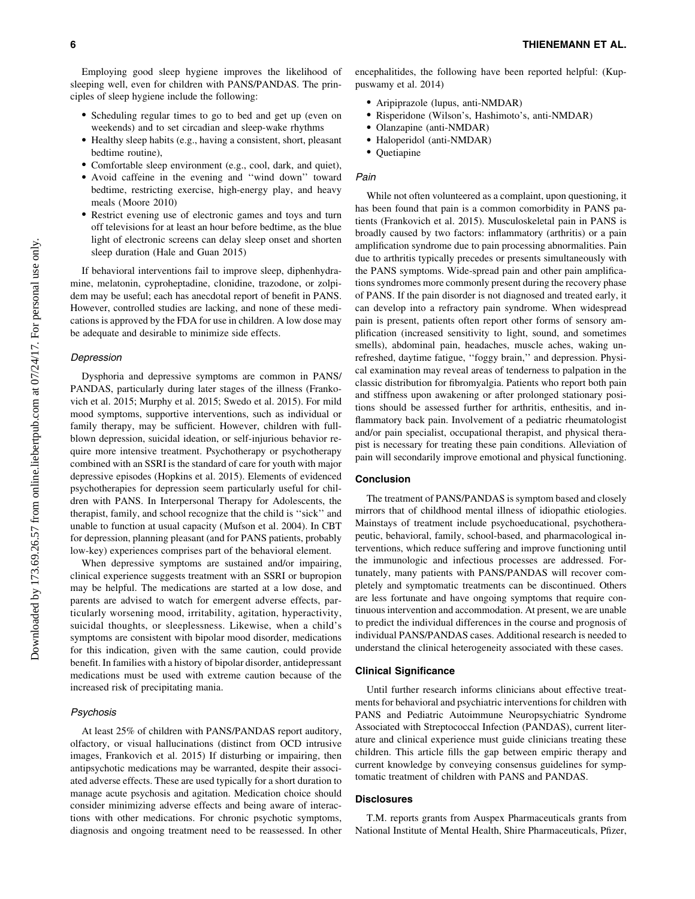Employing good sleep hygiene improves the likelihood of sleeping well, even for children with PANS/PANDAS. The principles of sleep hygiene include the following:

- Scheduling regular times to go to bed and get up (even on weekends) and to set circadian and sleep-wake rhythms
- Healthy sleep habits (e.g., having a consistent, short, pleasant bedtime routine),
- Comfortable sleep environment (e.g., cool, dark, and quiet),
- Avoid caffeine in the evening and ''wind down'' toward bedtime, restricting exercise, high-energy play, and heavy meals (Moore 2010)
- Restrict evening use of electronic games and toys and turn off televisions for at least an hour before bedtime, as the blue light of electronic screens can delay sleep onset and shorten sleep duration (Hale and Guan 2015)

If behavioral interventions fail to improve sleep, diphenhydramine, melatonin, cyproheptadine, clonidine, trazodone, or zolpidem may be useful; each has anecdotal report of benefit in PANS. However, controlled studies are lacking, and none of these medications is approved by the FDA for use in children. A low dose may be adequate and desirable to minimize side effects.

### *Depression*

Dysphoria and depressive symptoms are common in PANS/PANDAS, particularly during later stages of the illness (Frankovich et al. 2015; Murphy et al. 2015; Swedo et al. 2015). For mild mood symptoms, supportive interventions, such as individual or family therapy, may be sufficient. However, children with full-blown depression, suicidal ideation, or self-injurious behavior require more intensive treatment. Psychotherapy or psychotherapy combined with an SSRI is the standard of care for youth with major depressive episodes (Hopkins et al. 2015). Elements of evidenced psychotherapies for depression seem particularly useful for children with PANS. In Interpersonal Therapy for Adolescents, the therapist, family, and school recognize that the child is ''sick'' and unable to function at usual capacity (Mufson et al. 2004). In CBT for depression, planning pleasant (and for PANS patients, probably low-key) experiences comprises part of the behavioral element.

When depressive symptoms are sustained and/or impairing, clinical experience suggests treatment with an SSRI or bupropion may be helpful. The medications are started at a low dose, and parents are advised to watch for emergent adverse effects, particularly worsening mood, irritability, agitation, hyperactivity, suicidal thoughts, or sleeplessness. Likewise, when a child's symptoms are consistent with bipolar mood disorder, medications for this indication, given with the same caution, could provide benefit. In families with a history of bipolar disorder, antidepressant medications must be used with extreme caution because of the increased risk of precipitating mania.

### *Psychosis*

At least 25% of children with PANS/PANDAS report auditory, olfactory, or visual hallucinations (distinct from OCD intrusive images, Frankovich et al. 2015) If disturbing or impairing, then antipsychotic medications may be warranted, despite their associated adverse effects. These are used typically for a short duration to manage acute psychosis and agitation. Medication choice should consider minimizing adverse effects and being aware of interactions with other medications. For chronic psychotic symptoms, diagnosis and ongoing treatment need to be reassessed. In other encephalitides, the following have been reported helpful: (Kuppuswamy et al. 2014)

- Aripiprazole (lupus, anti-NMDAR)
- Risperidone (Wilson's, Hashimoto's, anti-NMDAR)
- Olanzapine (anti-NMDAR)
- Haloperidol (anti-NMDAR)
- Quetiapine

### *Pain*

While not often volunteered as a complaint, upon questioning, it has been found that pain is a common comorbidity in PANS patients (Frankovich et al. 2015). Musculoskeletal pain in PANS is broadly caused by two factors: inflammatory (arthritis) or a pain amplification syndrome due to pain processing abnormalities. Pain due to arthritis typically precedes or presents simultaneously with the PANS symptoms. Wide-spread pain and other pain amplifications syndromes more commonly present during the recovery phase of PANS. If the pain disorder is not diagnosed and treated early, it can develop into a refractory pain syndrome. When widespread pain is present, patients often report other forms of sensory amplification (increased sensitivity to light, sound, and sometimes smells), abdominal pain, headaches, muscle aches, waking unrefreshed, daytime fatigue, ''foggy brain,'' and depression. Physical examination may reveal areas of tenderness to palpation in the classic distribution for fibromyalgia. Patients who report both pain and stiffness upon awakening or after prolonged stationary positions should be assessed further for arthritis, enthesitis, and inflammatory back pain. Involvement of a pediatric rheumatologist and/or pain specialist, occupational therapist, and physical therapist is necessary for treating these pain conditions. Alleviation of pain will secondarily improve emotional and physical functioning.

## Conclusion

The treatment of PANS/PANDAS is symptom based and closely mirrors that of childhood mental illness of idiopathic etiologies. Mainstays of treatment include psychoeducational, psychotherapeutic, behavioral, family, school-based, and pharmacological interventions, which reduce suffering and improve functioning until the immunologic and infectious processes are addressed. Fortunately, many patients with PANS/PANDAS will recover completely and symptomatic treatments can be discontinued. Others are less fortunate and have ongoing symptoms that require continuous intervention and accommodation. At present, we are unable to predict the individual differences in the course and prognosis of individual PANS/PANDAS cases. Additional research is needed to understand the clinical heterogeneity associated with these cases.

## Clinical Significance

Until further research informs clinicians about effective treatments for behavioral and psychiatric interventions for children with PANS and Pediatric Autoimmune Neuropsychiatric Syndrome Associated with Streptococcal Infection (PANDAS), current literature and clinical experience must guide clinicians treating these children. This article fills the gap between empiric therapy and current knowledge by conveying consensus guidelines for symptomatic treatment of children with PANS and PANDAS.

## Disclosures

T.M. reports grants from Auspex Pharmaceuticals grants from National Institute of Mental Health, Shire Pharmaceuticals, Pfizer,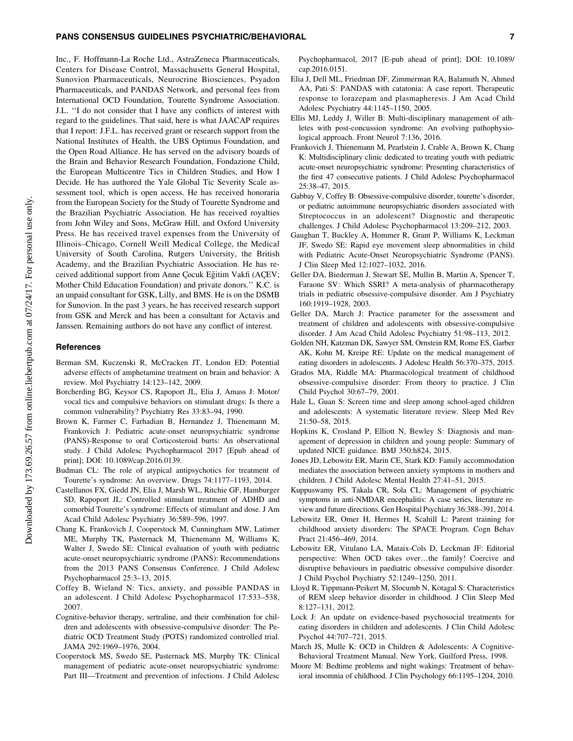Inc., F. Hoffmann-La Roche Ltd., AstraZeneca Pharmaceuticals, Centers for Disease Control, Massachusetts General Hospital, Sunovion Pharmaceuticals, Neurocrine Biosciences, Psyadon Pharmaceuticals, and PANDAS Network, and personal fees from International OCD Foundation, Tourette Syndrome Association. J.L. ''I do not consider that I have any conflicts of interest with regard to the guidelines. That said, here is what JAACAP requires that I report: J.F.L. has received grant or research support from the National Institutes of Health, the UBS Optimus Foundation, and the Open Road Alliance. He has served on the advisory boards of the Brain and Behavior Research Foundation, Fondazione Child, the European Multicentre Tics in Children Studies, and How I Decide. He has authored the Yale Global Tic Severity Scale assessment tool, which is open access. He has received honoraria from the European Society for the Study of Tourette Syndrome and the Brazilian Psychiatric Association. He has received royalties from John Wiley and Sons, McGraw Hill, and Oxford University Press. He has received travel expenses from the University of Illinois–Chicago, Cornell Weill Medical College, the Medical University of South Carolina, Rutgers University, the British Academy, and the Brazilian Psychiatric Association. He has received additional support from Anne Çocuk Eğitim Vakfi (AÇEV; Mother Child Education Foundation) and private donors.'' K.C. is an unpaid consultant for GSK, Lilly, and BMS. He is on the DSMB for Sunovion. In the past 3 years, he has received research support from GSK and Merck and has been a consultant for Actavis and Janssen. Remaining authors do not have any conflict of interest.

## References

Berman SM, Kuczenski R, McCracken JT, London ED: Potential adverse effects of amphetamine treatment on brain and behavior: A review. Mol Psychiatry 14:123–142, 2009.

Borcherding BG, Keysor CS, Rapoport JL, Elia J, Amass J: Motor/vocal tics and compulsive behaviors on stimulant drugs: Is there a common vulnerability? Psychiatry Res 33:83–94, 1990.

Brown K, Farmer C, Farhadian B, Hernandez J, Thienemann M, Frankovich J: Pediatric acute-onset neuropsychiatric syndrome (PANS)-Response to oral Corticosteroid burts: An observational study. J Child Adolesc Psychopharmacol 2017 [Epub ahead of print]; DOI: 10.1089/cap.2016.0139.

Budman CL: The role of atypical antipsychotics for treatment of Tourette's syndrome: An overview. Drugs 74:1177–1193, 2014.

Castellanos FX, Giedd JN, Elia J, Marsh WL, Ritchie GF, Hamburger SD, Rapoport JL: Controlled stimulant treatment of ADHD and comorbid Tourette's syndrome: Effects of stimulant and dose. J Am Acad Child Adolesc Psychiatry 36:589–596, 1997.

Chang K, Frankovich J, Cooperstock M, Cunningham MW, Latimer ME, Murphy TK, Pasternack M, Thienemann M, Williams K, Walter J, Swedo SE: Clinical evaluation of youth with pediatric acute-onset neuropsychiatric syndrome (PANS): Recommendations from the 2013 PANS Consensus Conference. J Child Adolesc Psychopharmacol 25:3–13, 2015.

Coffey B, Wieland N: Tics, anxiety, and possible PANDAS in an adolescent. J Child Adolesc Psychopharmacol 17:533–538, 2007.

Cognitive-behavior therapy, sertraline, and their combination for children and adolescents with obsessive-compulsive disorder: The Pediatric OCD Treatment Study (POTS) randomized controlled trial. JAMA 292:1969–1976, 2004.

Cooperstock MS, Swedo SE, Pasternack MS, Murphy TK: Clinical management of pediatric acute-onset neuropsychiatric syndrome: Part III—Treatment and prevention of infections. J Child Adolesc Psychopharmacol, 2017 [E-pub ahead of print]; DOI: 10.1089/cap.2016.0151.

Elia J, Dell ML, Friedman DF, Zimmerman RA, Balamuth N, Ahmed AA, Pati S: PANDAS with catatonia: A case report. Therapeutic response to lorazepam and plasmapheresis. J Am Acad Child Adolesc Psychiatry 44:1145–1150, 2005.

Ellis MJ, Leddy J, Willer B: Multi-disciplinary management of athletes with post-concussion syndrome: An evolving pathophysiological approach. Front Neurol 7:136, 2016.

Frankovich J, Thienemann M, Pearlstein J, Crable A, Brown K, Chang K: Multidisciplinary clinic dedicated to treating youth with pediatric acute-onset neuropsychiatric syndrome: Presenting characteristics of the first 47 consecutive patients. J Child Adolesc Psychopharmacol 25:38–47, 2015.

Gabbay V, Coffey B: Obsessive-compulsive disorder, tourette's disorder, or pediatric autoimmune neuropsychiatric disorders associated with Streptococcus in an adolescent? Diagnostic and therapeutic challenges. J Child Adolesc Psychopharmacol 13:209–212, 2003.

Gaughan T, Buckley A, Hommer R, Grant P, Williams K, Leckman JF, Swedo SE: Rapid eye movement sleep abnormalities in child with Pediatric Acute-Onset Neuropsychiatric Syndrome (PANS). J Clin Sleep Med 12:1027–1032, 2016.

Geller DA, Biederman J, Stewart SE, Mullin B, Martin A, Spencer T, Faraone SV: Which SSRI? A meta-analysis of pharmacotherapy trials in pediatric obsessive-compulsive disorder. Am J Psychiatry 160:1919–1928, 2003.

Geller DA, March J: Practice parameter for the assessment and treatment of children and adolescents with obsessive-compulsive disorder. J Am Acad Child Adolesc Psychiatry 51:98–113, 2012.

Golden NH, Katzman DK, Sawyer SM, Ornstein RM, Rome ES, Garber AK, Kohn M, Kreipe RE: Update on the medical management of eating disorders in adolescents. J Adolesc Health 56:370–375, 2015.

Grados MA, Riddle MA: Pharmacological treatment of childhood obsessive-compulsive disorder: From theory to practice. J Clin Child Psychol 30:67–79, 2001.

Hale L, Guan S: Screen time and sleep among school-aged children and adolescents: A systematic literature review. Sleep Med Rev 21:50–58, 2015.

Hopkins K, Crosland P, Elliott N, Bewley S: Diagnosis and management of depression in children and young people: Summary of updated NICE guidance. BMJ 350:h824, 2015.

Jones JD, Lebowitz ER, Marin CE, Stark KD: Family accommodation mediates the association between anxiety symptoms in mothers and children. J Child Adolesc Mental Health 27:41–51, 2015.

Kuppuswamy PS, Takala CR, Sola CL: Management of psychiatric symptoms in anti-NMDAR encephalitis: A case series, literature review and future directions. Gen Hospital Psychiatry 36:388–391, 2014.

Lebowitz ER, Omer H, Hermes H, Scahill L: Parent training for childhood anxiety disorders: The SPACE Program. Cogn Behav Pract 21:456–469, 2014.

Lebowitz ER, Vitulano LA, Mataix-Cols D, Leckman JF: Editorial perspective: When OCD takes over…the family! Coercive and disruptive behaviours in paediatric obsessive compulsive disorder. J Child Psychol Psychiatry 52:1249–1250, 2011.

Lloyd R, Tippmann-Peikert M, Slocumb N, Kotagal S: Characteristics of REM sleep behavior disorder in childhood. J Clin Sleep Med 8:127–131, 2012.

Lock J: An update on evidence-based psychosocial treatments for eating disorders in children and adolescents. J Clin Child Adolesc Psychol 44:707–721, 2015.

March JS, Mulle K: OCD in Children & Adolescents: A Cognitive-Behavioral Treatment Manual. New York, Guilford Press, 1998.

Moore M: Bedtime problems and night wakings: Treatment of behavioral insomnia of childhood. J Clin Psychology 66:1195–1204, 2010.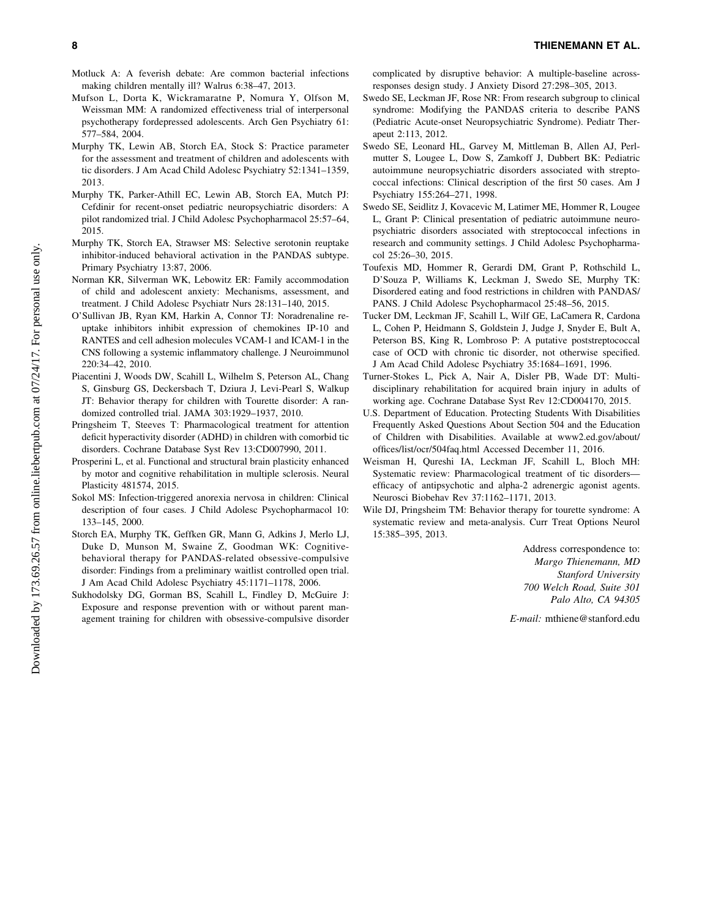Motluck A: A feverish debate: Are common bacterial infections making children mentally ill? Walrus 6:38–47, 2013.

Mufson L, Dorta K, Wickramaratne P, Nomura Y, Olfson M, Weissman MM: A randomized effectiveness trial of interpersonal psychotherapy fordepressed adolescents. Arch Gen Psychiatry 61: 577–584, 2004.

Murphy TK, Lewin AB, Storch EA, Stock S: Practice parameter for the assessment and treatment of children and adolescents with tic disorders. J Am Acad Child Adolesc Psychiatry 52:1341–1359, 2013.

Murphy TK, Parker-Athill EC, Lewin AB, Storch EA, Mutch PJ: Cefdinir for recent-onset pediatric neuropsychiatric disorders: A pilot randomized trial. J Child Adolesc Psychopharmacol 25:57–64, 2015.

Murphy TK, Storch EA, Strawser MS: Selective serotonin reuptake inhibitor-induced behavioral activation in the PANDAS subtype. Primary Psychiatry 13:87, 2006.

Norman KR, Silverman WK, Lebowitz ER: Family accommodation of child and adolescent anxiety: Mechanisms, assessment, and treatment. J Child Adolesc Psychiatr Nurs 28:131–140, 2015.

O'Sullivan JB, Ryan KM, Harkin A, Connor TJ: Noradrenaline reuptake inhibitors inhibit expression of chemokines IP-10 and RANTES and cell adhesion molecules VCAM-1 and ICAM-1 in the CNS following a systemic inflammatory challenge. J Neuroimmunol 220:34–42, 2010.

Piacentini J, Woods DW, Scahill L, Wilhelm S, Peterson AL, Chang S, Ginsburg GS, Deckersbach T, Dziura J, Levi-Pearl S, Walkup JT: Behavior therapy for children with Tourette disorder: A randomized controlled trial. JAMA 303:1929–1937, 2010.

Pringsheim T, Steeves T: Pharmacological treatment for attention deficit hyperactivity disorder (ADHD) in children with comorbid tic disorders. Cochrane Database Syst Rev 13:CD007990, 2011.

Prosperini L, et al. Functional and structural brain plasticity enhanced by motor and cognitive rehabilitation in multiple sclerosis. Neural Plasticity 481574, 2015.

Sokol MS: Infection-triggered anorexia nervosa in children: Clinical description of four cases. J Child Adolesc Psychopharmacol 10: 133–145, 2000.

Storch EA, Murphy TK, Geffken GR, Mann G, Adkins J, Merlo LJ, Duke D, Munson M, Swaine Z, Goodman WK: Cognitive-behavioral therapy for PANDAS-related obsessive-compulsive disorder: Findings from a preliminary waitlist controlled open trial. J Am Acad Child Adolesc Psychiatry 45:1171–1178, 2006.

Sukhodolsky DG, Gorman BS, Scahill L, Findley D, McGuire J: Exposure and response prevention with or without parent management training for children with obsessive-compulsive disorder complicated by disruptive behavior: A multiple-baseline across-responses design study. J Anxiety Disord 27:298–305, 2013.

Swedo SE, Leckman JF, Rose NR: From research subgroup to clinical syndrome: Modifying the PANDAS criteria to describe PANS (Pediatric Acute-onset Neuropsychiatric Syndrome). Pediatr Therapeut 2:113, 2012.

Swedo SE, Leonard HL, Garvey M, Mittleman B, Allen AJ, Perlmutter S, Lougee L, Dow S, Zamkoff J, Dubbert BK: Pediatric autoimmune neuropsychiatric disorders associated with streptococcal infections: Clinical description of the first 50 cases. Am J Psychiatry 155:264–271, 1998.

Swedo SE, Seidlitz J, Kovacevic M, Latimer ME, Hommer R, Lougee L, Grant P: Clinical presentation of pediatric autoimmune neuropsychiatric disorders associated with streptococcal infections in research and community settings. J Child Adolesc Psychopharmacol 25:26–30, 2015.

Toufexis MD, Hommer R, Gerardi DM, Grant P, Rothschild L, D'Souza P, Williams K, Leckman J, Swedo SE, Murphy TK: Disordered eating and food restrictions in children with PANDAS/PANS. J Child Adolesc Psychopharmacol 25:48–56, 2015.

Tucker DM, Leckman JF, Scahill L, Wilf GE, LaCamera R, Cardona L, Cohen P, Heidmann S, Goldstein J, Judge J, Snyder E, Bult A, Peterson BS, King R, Lombroso P: A putative poststreptococcal case of OCD with chronic tic disorder, not otherwise specified. J Am Acad Child Adolesc Psychiatry 35:1684–1691, 1996.

Turner-Stokes L, Pick A, Nair A, Disler PB, Wade DT: Multi-disciplinary rehabilitation for acquired brain injury in adults of working age. Cochrane Database Syst Rev 12:CD004170, 2015.

U.S. Department of Education. Protecting Students With Disabilities Frequently Asked Questions About Section 504 and the Education of Children with Disabilities. Available at www2.ed.gov/about/offices/list/ocr/504faq.html Accessed December 11, 2016.

Weisman H, Qureshi IA, Leckman JF, Scahill L, Bloch MH: Systematic review: Pharmacological treatment of tic disorders—efficacy of antipsychotic and alpha-2 adrenergic agonist agents. Neurosci Biobehav Rev 37:1162–1171, 2013.

Wile DJ, Pringsheim TM: Behavior therapy for tourette syndrome: A systematic review and meta-analysis. Curr Treat Options Neurol 15:385–395, 2013.

Address correspondence to:
*Margo Thienemann, MD*
*Stanford University*
*700 Welch Road, Suite 301*
*Palo Alto, CA 94305*

*E-mail:* mthiene@stanford.edu